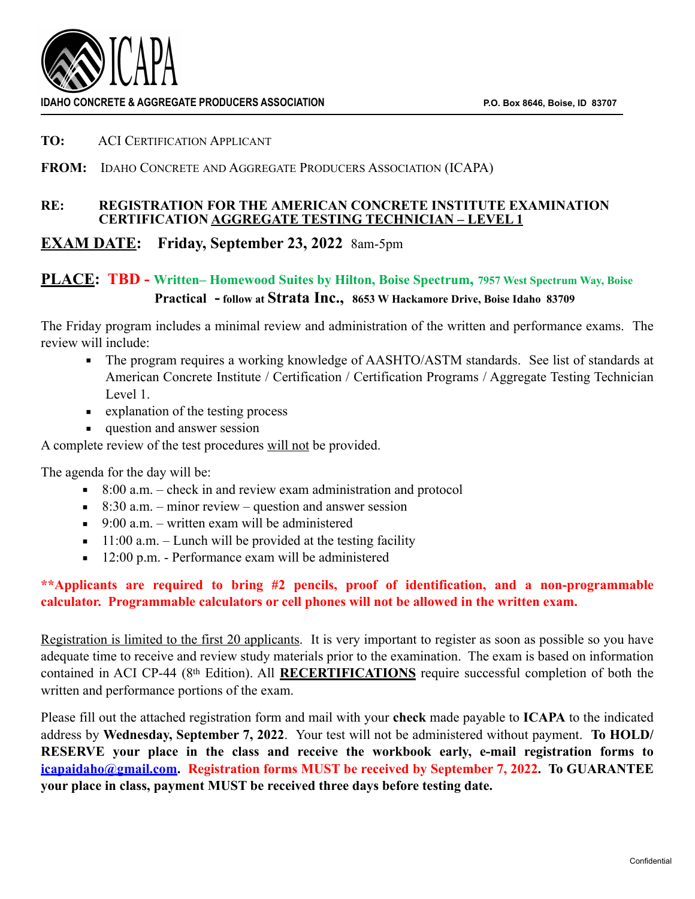**ICAPA**

**IDAHO CONCRETE & AGGREGATE PRODUCERS ASSOCIATION** **P.O. Box 8646, Boise, ID 83707**

**TO:** ACI CERTIFICATION APPLICANT

**FROM:** IDAHO CONCRETE AND AGGREGATE PRODUCERS ASSOCIATION (ICAPA)

**RE: REGISTRATION FOR THE AMERICAN CONCRETE INSTITUTE EXAMINATION CERTIFICATION <u>AGGREGATE TESTING TECHNICIAN – LEVEL 1</u>**

## <u>EXAM DATE</u>: Friday, September 23, 2022 8am-5pm

## <u>PLACE</u>: TBD - Written– Homewood Suites by Hilton, Boise Spectrum, 7957 West Spectrum Way, Boise

**Practical - follow at Strata Inc., 8653 W Hackamore Drive, Boise Idaho 83709**

The Friday program includes a minimal review and administration of the written and performance exams. The review will include:

- The program requires a working knowledge of AASHTO/ASTM standards. See list of standards at American Concrete Institute / Certification / Certification Programs / Aggregate Testing Technician Level 1.
- explanation of the testing process
- question and answer session

A complete review of the test procedures <u>will not</u> be provided.

The agenda for the day will be:

- 8:00 a.m. – check in and review exam administration and protocol
- 8:30 a.m. – minor review – question and answer session
- 9:00 a.m. – written exam will be administered
- 11:00 a.m. – Lunch will be provided at the testing facility
- 12:00 p.m. - Performance exam will be administered

**\*\*Applicants are required to bring #2 pencils, proof of identification, and a non-programmable calculator. Programmable calculators or cell phones will not be allowed in the written exam.**

<u>Registration is limited to the first 20 applicants</u>. It is very important to register as soon as possible so you have adequate time to receive and review study materials prior to the examination. The exam is based on information contained in ACI CP-44 (8th Edition). All **<u>RECERTIFICATIONS</u>** require successful completion of both the written and performance portions of the exam.

Please fill out the attached registration form and mail with your **check** made payable to **ICAPA** to the indicated address by **Wednesday, September 7, 2022**. Your test will not be administered without payment. **To HOLD/ RESERVE your place in the class and receive the workbook early, e-mail registration forms to [icapaidaho@gmail.com](mailto:icapaidaho@gmail.com). Registration forms MUST be received by September 7, 2022. To GUARANTEE your place in class, payment MUST be received three days before testing date.**

Confidential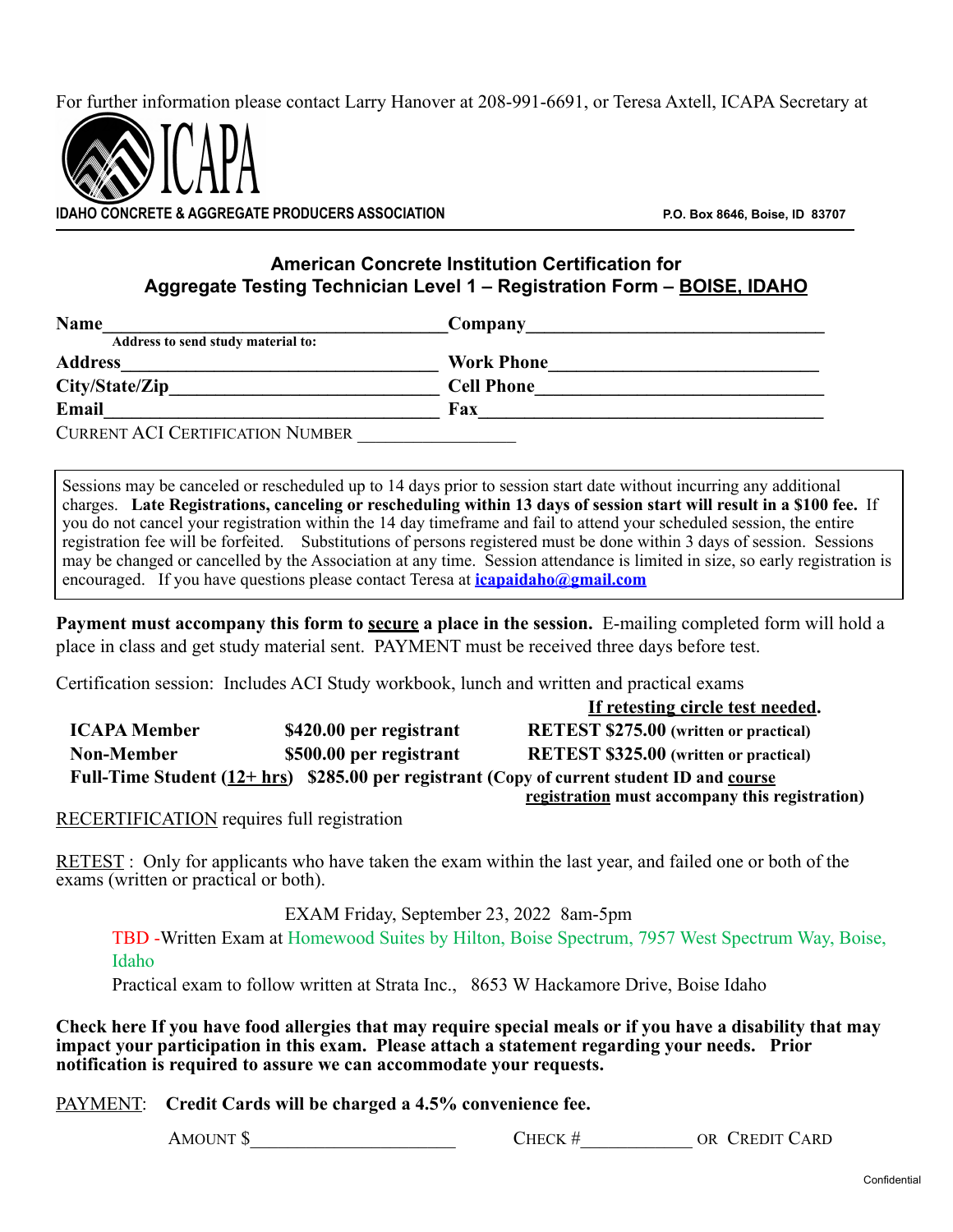For further information please contact Larry Hanover at 208-991-6691, or Teresa Axtell, ICAPA Secretary at

ICAPA

**IDAHO CONCRETE & AGGREGATE PRODUCERS ASSOCIATION** **P.O. Box 8646, Boise, ID 83707**

## American Concrete Institution Certification for Aggregate Testing Technician Level 1 – Registration Form – BOISE, IDAHO

**Name**\_\_\_\_\_\_\_\_\_\_\_\_\_\_\_\_\_\_\_\_\_\_\_\_\_\_\_\_\_\_\_\_\_\_ **Company**\_\_\_\_\_\_\_\_\_\_\_\_\_\_\_\_\_\_\_\_\_\_\_\_\_\_\_\_\_\_

**Address to send study material to:**

**Address**\_\_\_\_\_\_\_\_\_\_\_\_\_\_\_\_\_\_\_\_\_\_\_\_\_\_\_\_\_\_\_\_ **Work Phone**\_\_\_\_\_\_\_\_\_\_\_\_\_\_\_\_\_\_\_\_\_\_\_\_\_\_

**City/State/Zip**\_\_\_\_\_\_\_\_\_\_\_\_\_\_\_\_\_\_\_\_\_\_\_\_\_\_\_\_ **Cell Phone**\_\_\_\_\_\_\_\_\_\_\_\_\_\_\_\_\_\_\_\_\_\_\_\_\_\_\_\_\_

**Email**\_\_\_\_\_\_\_\_\_\_\_\_\_\_\_\_\_\_\_\_\_\_\_\_\_\_\_\_\_\_\_\_\_\_ **Fax**\_\_\_\_\_\_\_\_\_\_\_\_\_\_\_\_\_\_\_\_\_\_\_\_\_\_\_\_\_\_\_\_\_\_\_\_

CURRENT ACI CERTIFICATION NUMBER \_\_\_\_\_\_\_\_\_\_\_\_\_\_\_\_

> Sessions may be canceled or rescheduled up to 14 days prior to session start date without incurring any additional charges. **Late Registrations, canceling or rescheduling within 13 days of session start will result in a $100 fee.** If you do not cancel your registration within the 14 day timeframe and fail to attend your scheduled session, the entire registration fee will be forfeited. Substitutions of persons registered must be done within 3 days of session. Sessions may be changed or cancelled by the Association at any time. Session attendance is limited in size, so early registration is encouraged. If you have questions please contact Teresa at **icapaidaho@gmail.com**

**Payment must accompany this form to secure a place in the session.** E-mailing completed form will hold a place in class and get study material sent. PAYMENT must be received three days before test.

Certification session: Includes ACI Study workbook, lunch and written and practical exams

| | | **If retesting circle test needed.** |
|---|---|---|
| **ICAPA Member** | **$420.00 per registrant** | **RETEST $275.00 (written or practical)** |
| **Non-Member** | **$500.00 per registrant** | **RETEST $325.00 (written or practical)** |

**Full-Time Student (12+ hrs) $285.00 per registrant (Copy of current student ID and course registration must accompany this registration)**

RECERTIFICATION requires full registration

RETEST : Only for applicants who have taken the exam within the last year, and failed one or both of the exams (written or practical or both).

EXAM Friday, September 23, 2022 8am-5pm

TBD -Written Exam at Homewood Suites by Hilton, Boise Spectrum, 7957 West Spectrum Way, Boise, Idaho

Practical exam to follow written at Strata Inc., 8653 W Hackamore Drive, Boise Idaho

**Check here If you have food allergies that may require special meals or if you have a disability that may impact your participation in this exam. Please attach a statement regarding your needs. Prior notification is required to assure we can accommodate your requests.**

PAYMENT: **Credit Cards will be charged a 4.5% convenience fee.**

AMOUNT $\_\_\_\_\_\_\_\_\_\_\_\_\_\_\_\_\_\_\_\_\_ CHECK #\_\_\_\_\_\_\_\_\_\_\_ OR CREDIT CARD

Confidential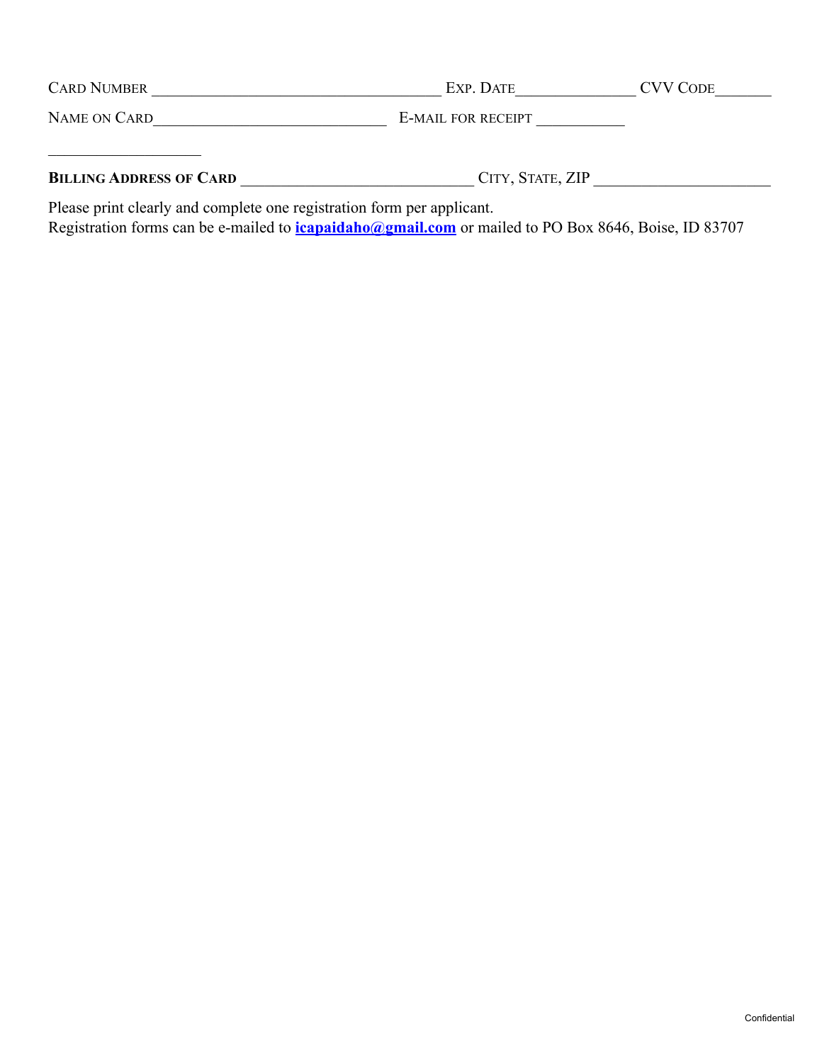CARD NUMBER ____________________________________ EXP. DATE_______________ CVV CODE_______

NAME ON CARD_____________________________ E-MAIL FOR RECEIPT ___________

___________________

**BILLING ADDRESS OF CARD** _____________________________ CITY, STATE, ZIP ______________________

Please print clearly and complete one registration form per applicant.
Registration forms can be e-mailed to **icapaidaho@gmail.com** or mailed to PO Box 8646, Boise, ID 83707

Confidential